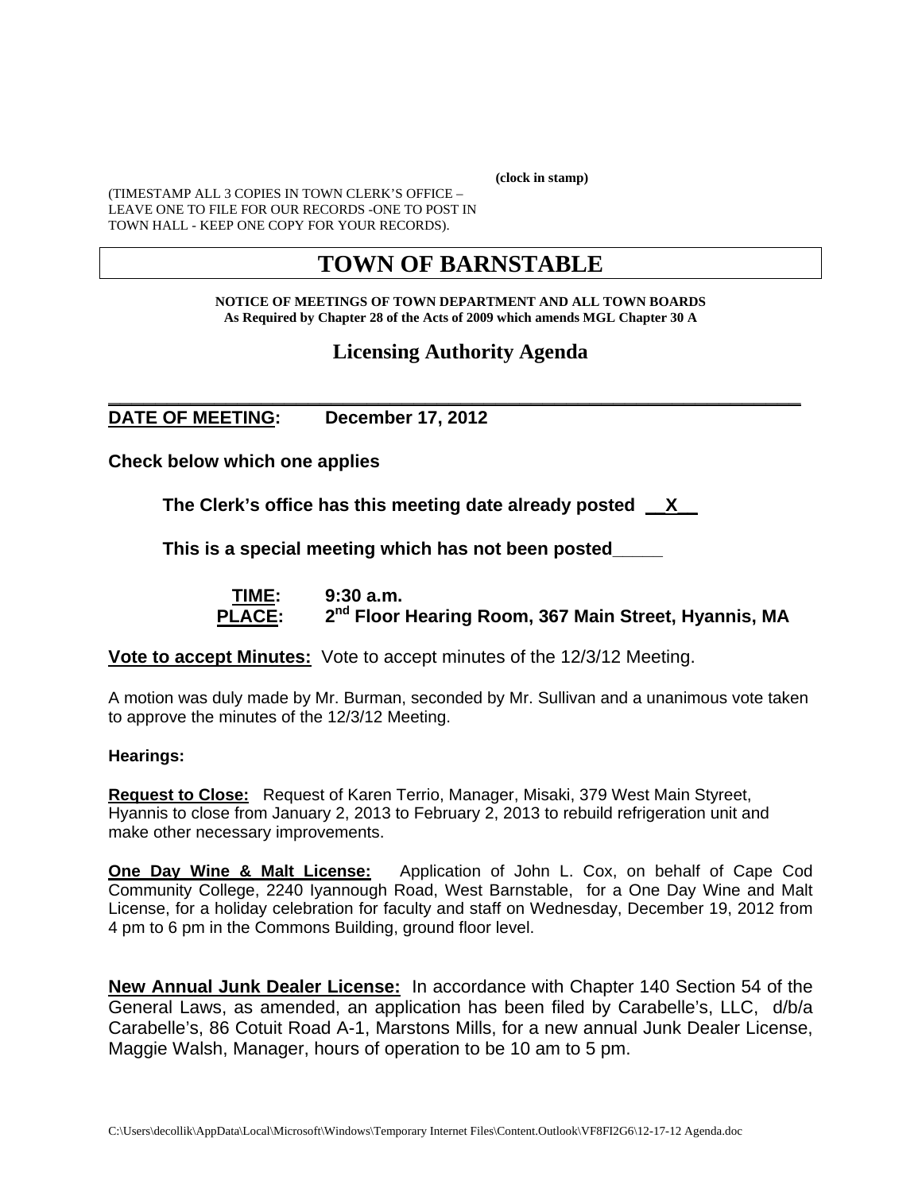(clock in stamp)

(TIMESTAMP ALL 3 COPIES IN TOWN CLERK'S OFFICE – LEAVE ONE TO FILE FOR OUR RECORDS -ONE TO POST IN TOWN HALL - KEEP ONE COPY FOR YOUR RECORDS).

# TOWN OF BARNSTABLE

**NOTICE OF MEETINGS OF TOWN DEPARTMENT AND ALL TOWN BOARDS**
**As Required by Chapter 28 of the Acts of 2009 which amends MGL Chapter 30 A**

## Licensing Authority Agenda

**DATE OF MEETING: December 17, 2012**

**Check below which one applies**

**The Clerk's office has this meeting date already posted \_\_X\_\_**

**This is a special meeting which has not been posted\_\_\_\_\_**

**TIME: 9:30 a.m.**
**PLACE: 2nd Floor Hearing Room, 367 Main Street, Hyannis, MA**

**Vote to accept Minutes:** Vote to accept minutes of the 12/3/12 Meeting.

A motion was duly made by Mr. Burman, seconded by Mr. Sullivan and a unanimous vote taken to approve the minutes of the 12/3/12 Meeting.

**Hearings:**

**Request to Close:** Request of Karen Terrio, Manager, Misaki, 379 West Main Styreet, Hyannis to close from January 2, 2013 to February 2, 2013 to rebuild refrigeration unit and make other necessary improvements.

**One Day Wine & Malt License:** Application of John L. Cox, on behalf of Cape Cod Community College, 2240 Iyannough Road, West Barnstable, for a One Day Wine and Malt License, for a holiday celebration for faculty and staff on Wednesday, December 19, 2012 from 4 pm to 6 pm in the Commons Building, ground floor level.

**New Annual Junk Dealer License:** In accordance with Chapter 140 Section 54 of the General Laws, as amended, an application has been filed by Carabelle's, LLC, d/b/a Carabelle's, 86 Cotuit Road A-1, Marstons Mills, for a new annual Junk Dealer License, Maggie Walsh, Manager, hours of operation to be 10 am to 5 pm.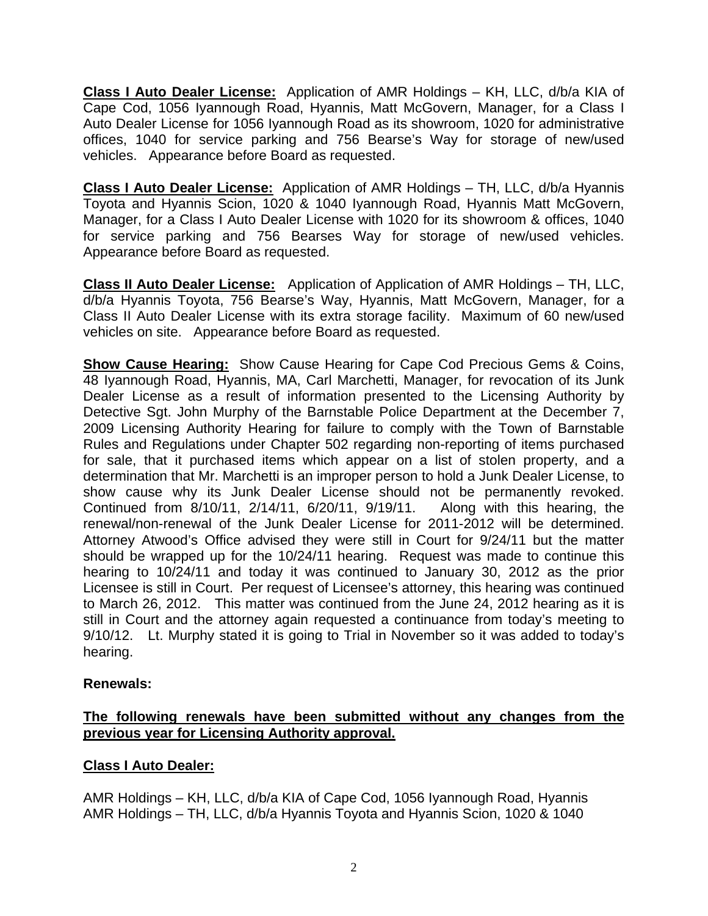**Class I Auto Dealer License:** Application of AMR Holdings – KH, LLC, d/b/a KIA of Cape Cod, 1056 Iyannough Road, Hyannis, Matt McGovern, Manager, for a Class I Auto Dealer License for 1056 Iyannough Road as its showroom, 1020 for administrative offices, 1040 for service parking and 756 Bearse's Way for storage of new/used vehicles. Appearance before Board as requested.

**Class I Auto Dealer License:** Application of AMR Holdings – TH, LLC, d/b/a Hyannis Toyota and Hyannis Scion, 1020 & 1040 Iyannough Road, Hyannis Matt McGovern, Manager, for a Class I Auto Dealer License with 1020 for its showroom & offices, 1040 for service parking and 756 Bearses Way for storage of new/used vehicles. Appearance before Board as requested.

**Class II Auto Dealer License:** Application of Application of AMR Holdings – TH, LLC, d/b/a Hyannis Toyota, 756 Bearse's Way, Hyannis, Matt McGovern, Manager, for a Class II Auto Dealer License with its extra storage facility. Maximum of 60 new/used vehicles on site. Appearance before Board as requested.

**Show Cause Hearing:** Show Cause Hearing for Cape Cod Precious Gems & Coins, 48 Iyannough Road, Hyannis, MA, Carl Marchetti, Manager, for revocation of its Junk Dealer License as a result of information presented to the Licensing Authority by Detective Sgt. John Murphy of the Barnstable Police Department at the December 7, 2009 Licensing Authority Hearing for failure to comply with the Town of Barnstable Rules and Regulations under Chapter 502 regarding non-reporting of items purchased for sale, that it purchased items which appear on a list of stolen property, and a determination that Mr. Marchetti is an improper person to hold a Junk Dealer License, to show cause why its Junk Dealer License should not be permanently revoked. Continued from 8/10/11, 2/14/11, 6/20/11, 9/19/11. Along with this hearing, the renewal/non-renewal of the Junk Dealer License for 2011-2012 will be determined. Attorney Atwood's Office advised they were still in Court for 9/24/11 but the matter should be wrapped up for the 10/24/11 hearing. Request was made to continue this hearing to 10/24/11 and today it was continued to January 30, 2012 as the prior Licensee is still in Court. Per request of Licensee's attorney, this hearing was continued to March 26, 2012. This matter was continued from the June 24, 2012 hearing as it is still in Court and the attorney again requested a continuance from today's meeting to 9/10/12. Lt. Murphy stated it is going to Trial in November so it was added to today's hearing.

**Renewals:**

**The following renewals have been submitted without any changes from the previous year for Licensing Authority approval.**

**Class I Auto Dealer:**

AMR Holdings – KH, LLC, d/b/a KIA of Cape Cod, 1056 Iyannough Road, Hyannis
AMR Holdings – TH, LLC, d/b/a Hyannis Toyota and Hyannis Scion, 1020 & 1040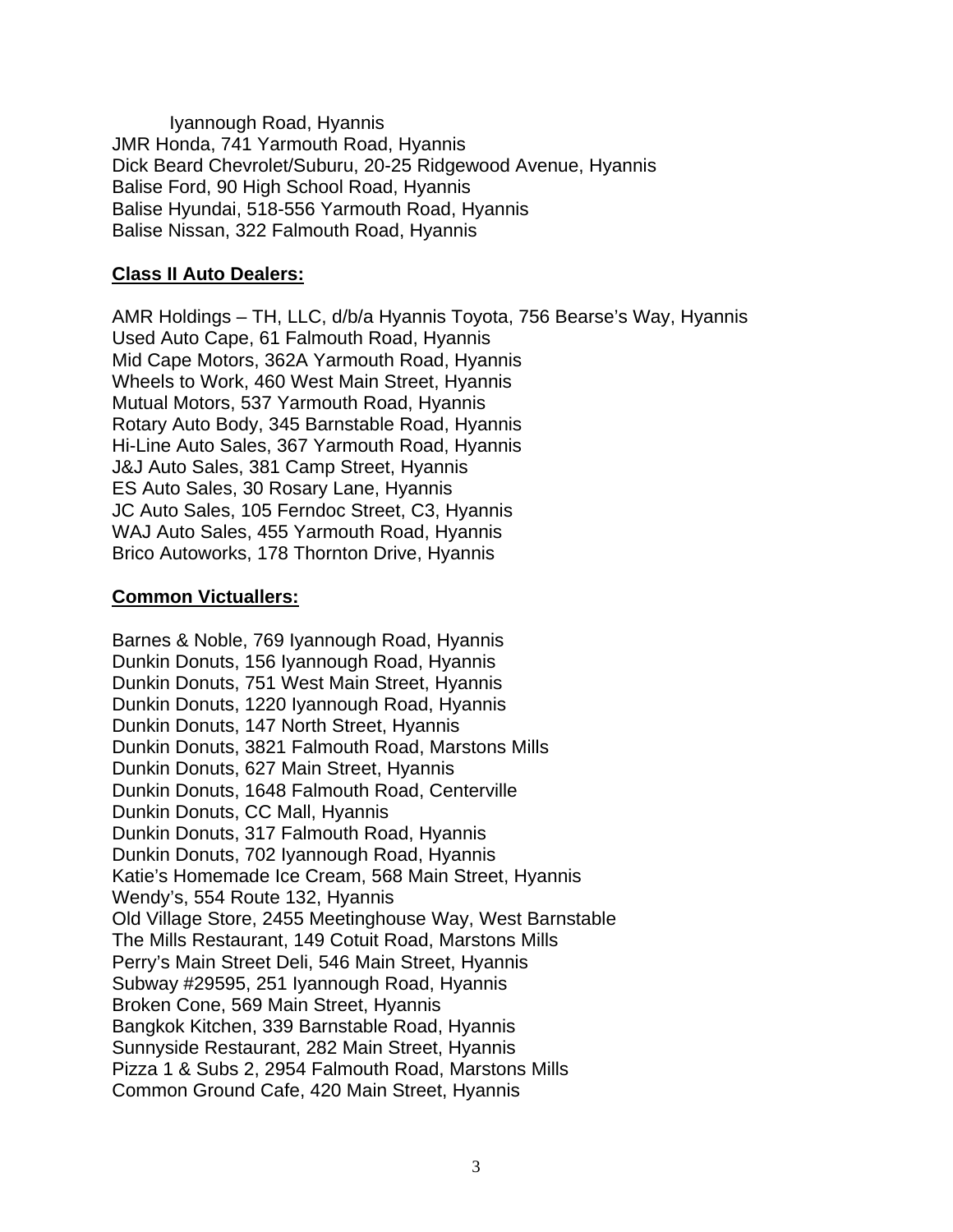Iyannough Road, Hyannis
JMR Honda, 741 Yarmouth Road, Hyannis
Dick Beard Chevrolet/Suburu, 20-25 Ridgewood Avenue, Hyannis
Balise Ford, 90 High School Road, Hyannis
Balise Hyundai, 518-556 Yarmouth Road, Hyannis
Balise Nissan, 322 Falmouth Road, Hyannis

**Class II Auto Dealers:**

AMR Holdings – TH, LLC, d/b/a Hyannis Toyota, 756 Bearse's Way, Hyannis
Used Auto Cape, 61 Falmouth Road, Hyannis
Mid Cape Motors, 362A Yarmouth Road, Hyannis
Wheels to Work, 460 West Main Street, Hyannis
Mutual Motors, 537 Yarmouth Road, Hyannis
Rotary Auto Body, 345 Barnstable Road, Hyannis
Hi-Line Auto Sales, 367 Yarmouth Road, Hyannis
J&J Auto Sales, 381 Camp Street, Hyannis
ES Auto Sales, 30 Rosary Lane, Hyannis
JC Auto Sales, 105 Ferndoc Street, C3, Hyannis
WAJ Auto Sales, 455 Yarmouth Road, Hyannis
Brico Autoworks, 178 Thornton Drive, Hyannis

**Common Victuallers:**

Barnes & Noble, 769 Iyannough Road, Hyannis
Dunkin Donuts, 156 Iyannough Road, Hyannis
Dunkin Donuts, 751 West Main Street, Hyannis
Dunkin Donuts, 1220 Iyannough Road, Hyannis
Dunkin Donuts, 147 North Street, Hyannis
Dunkin Donuts, 3821 Falmouth Road, Marstons Mills
Dunkin Donuts, 627 Main Street, Hyannis
Dunkin Donuts, 1648 Falmouth Road, Centerville
Dunkin Donuts, CC Mall, Hyannis
Dunkin Donuts, 317 Falmouth Road, Hyannis
Dunkin Donuts, 702 Iyannough Road, Hyannis
Katie's Homemade Ice Cream, 568 Main Street, Hyannis
Wendy's, 554 Route 132, Hyannis
Old Village Store, 2455 Meetinghouse Way, West Barnstable
The Mills Restaurant, 149 Cotuit Road, Marstons Mills
Perry's Main Street Deli, 546 Main Street, Hyannis
Subway #29595, 251 Iyannough Road, Hyannis
Broken Cone, 569 Main Street, Hyannis
Bangkok Kitchen, 339 Barnstable Road, Hyannis
Sunnyside Restaurant, 282 Main Street, Hyannis
Pizza 1 & Subs 2, 2954 Falmouth Road, Marstons Mills
Common Ground Cafe, 420 Main Street, Hyannis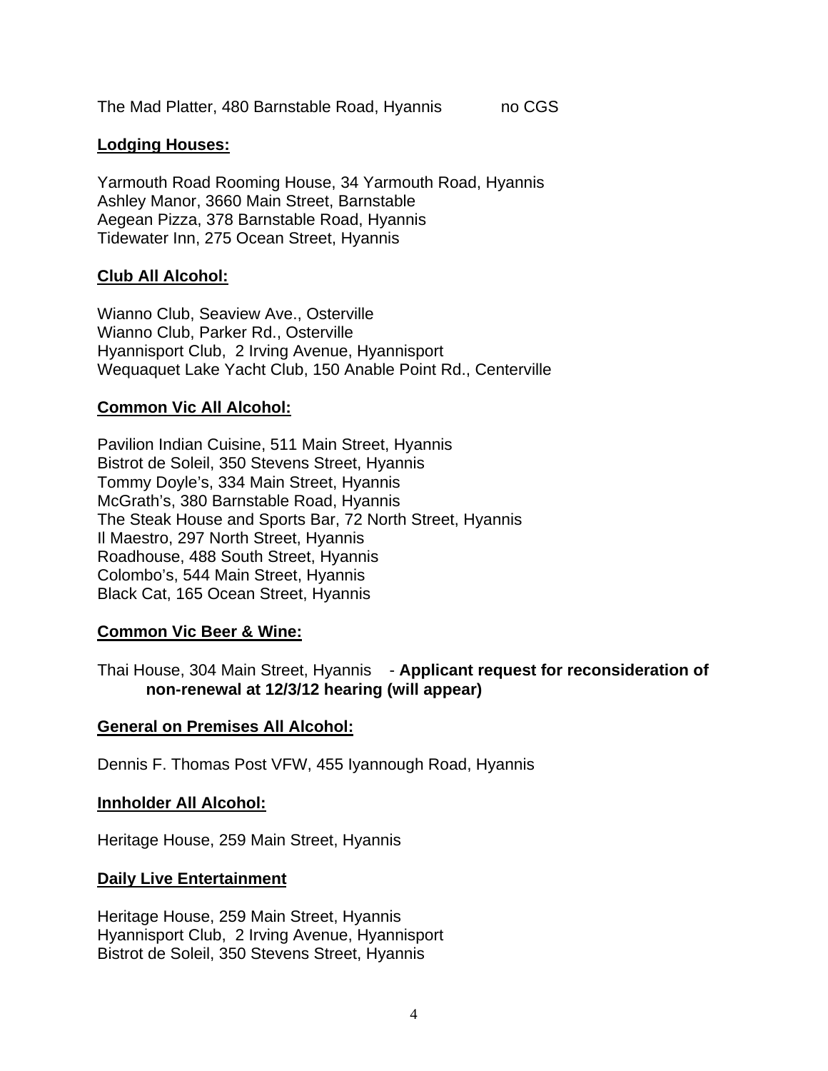The Mad Platter, 480 Barnstable Road, Hyannis no CGS

**Lodging Houses:**

Yarmouth Road Rooming House, 34 Yarmouth Road, Hyannis
Ashley Manor, 3660 Main Street, Barnstable
Aegean Pizza, 378 Barnstable Road, Hyannis
Tidewater Inn, 275 Ocean Street, Hyannis

**Club All Alcohol:**

Wianno Club, Seaview Ave., Osterville
Wianno Club, Parker Rd., Osterville
Hyannisport Club, 2 Irving Avenue, Hyannisport
Wequaquet Lake Yacht Club, 150 Anable Point Rd., Centerville

**Common Vic All Alcohol:**

Pavilion Indian Cuisine, 511 Main Street, Hyannis
Bistrot de Soleil, 350 Stevens Street, Hyannis
Tommy Doyle's, 334 Main Street, Hyannis
McGrath's, 380 Barnstable Road, Hyannis
The Steak House and Sports Bar, 72 North Street, Hyannis
Il Maestro, 297 North Street, Hyannis
Roadhouse, 488 South Street, Hyannis
Colombo's, 544 Main Street, Hyannis
Black Cat, 165 Ocean Street, Hyannis

**Common Vic Beer & Wine:**

Thai House, 304 Main Street, Hyannis - **Applicant request for reconsideration of non-renewal at 12/3/12 hearing (will appear)**

**General on Premises All Alcohol:**

Dennis F. Thomas Post VFW, 455 Iyannough Road, Hyannis

**Innholder All Alcohol:**

Heritage House, 259 Main Street, Hyannis

**Daily Live Entertainment**

Heritage House, 259 Main Street, Hyannis
Hyannisport Club, 2 Irving Avenue, Hyannisport
Bistrot de Soleil, 350 Stevens Street, Hyannis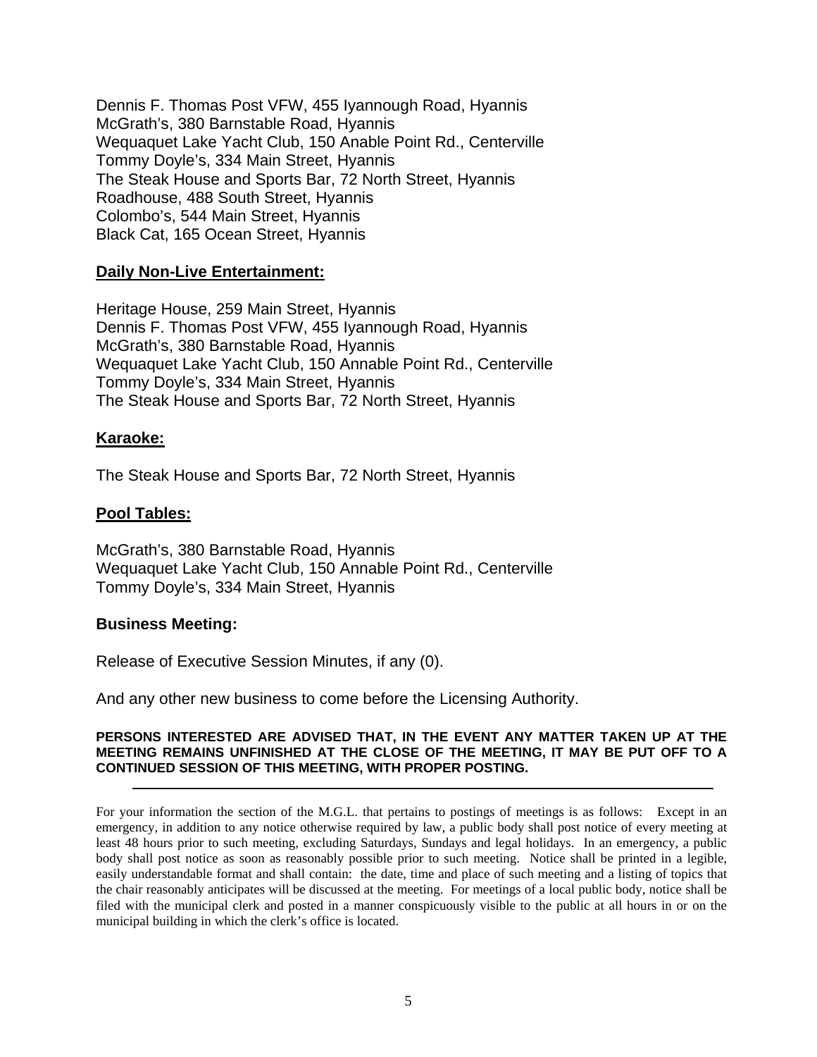Dennis F. Thomas Post VFW, 455 Iyannough Road, Hyannis
McGrath's, 380 Barnstable Road, Hyannis
Wequaquet Lake Yacht Club, 150 Anable Point Rd., Centerville
Tommy Doyle's, 334 Main Street, Hyannis
The Steak House and Sports Bar, 72 North Street, Hyannis
Roadhouse, 488 South Street, Hyannis
Colombo's, 544 Main Street, Hyannis
Black Cat, 165 Ocean Street, Hyannis

**Daily Non-Live Entertainment:**

Heritage House, 259 Main Street, Hyannis
Dennis F. Thomas Post VFW, 455 Iyannough Road, Hyannis
McGrath's, 380 Barnstable Road, Hyannis
Wequaquet Lake Yacht Club, 150 Annable Point Rd., Centerville
Tommy Doyle's, 334 Main Street, Hyannis
The Steak House and Sports Bar, 72 North Street, Hyannis

**Karaoke:**

The Steak House and Sports Bar, 72 North Street, Hyannis

**Pool Tables:**

McGrath's, 380 Barnstable Road, Hyannis
Wequaquet Lake Yacht Club, 150 Annable Point Rd., Centerville
Tommy Doyle's, 334 Main Street, Hyannis

**Business Meeting:**

Release of Executive Session Minutes, if any (0).

And any other new business to come before the Licensing Authority.

**PERSONS INTERESTED ARE ADVISED THAT, IN THE EVENT ANY MATTER TAKEN UP AT THE MEETING REMAINS UNFINISHED AT THE CLOSE OF THE MEETING, IT MAY BE PUT OFF TO A CONTINUED SESSION OF THIS MEETING, WITH PROPER POSTING.**

---

For your information the section of the M.G.L. that pertains to postings of meetings is as follows: Except in an emergency, in addition to any notice otherwise required by law, a public body shall post notice of every meeting at least 48 hours prior to such meeting, excluding Saturdays, Sundays and legal holidays. In an emergency, a public body shall post notice as soon as reasonably possible prior to such meeting. Notice shall be printed in a legible, easily understandable format and shall contain: the date, time and place of such meeting and a listing of topics that the chair reasonably anticipates will be discussed at the meeting. For meetings of a local public body, notice shall be filed with the municipal clerk and posted in a manner conspicuously visible to the public at all hours in or on the municipal building in which the clerk's office is located.